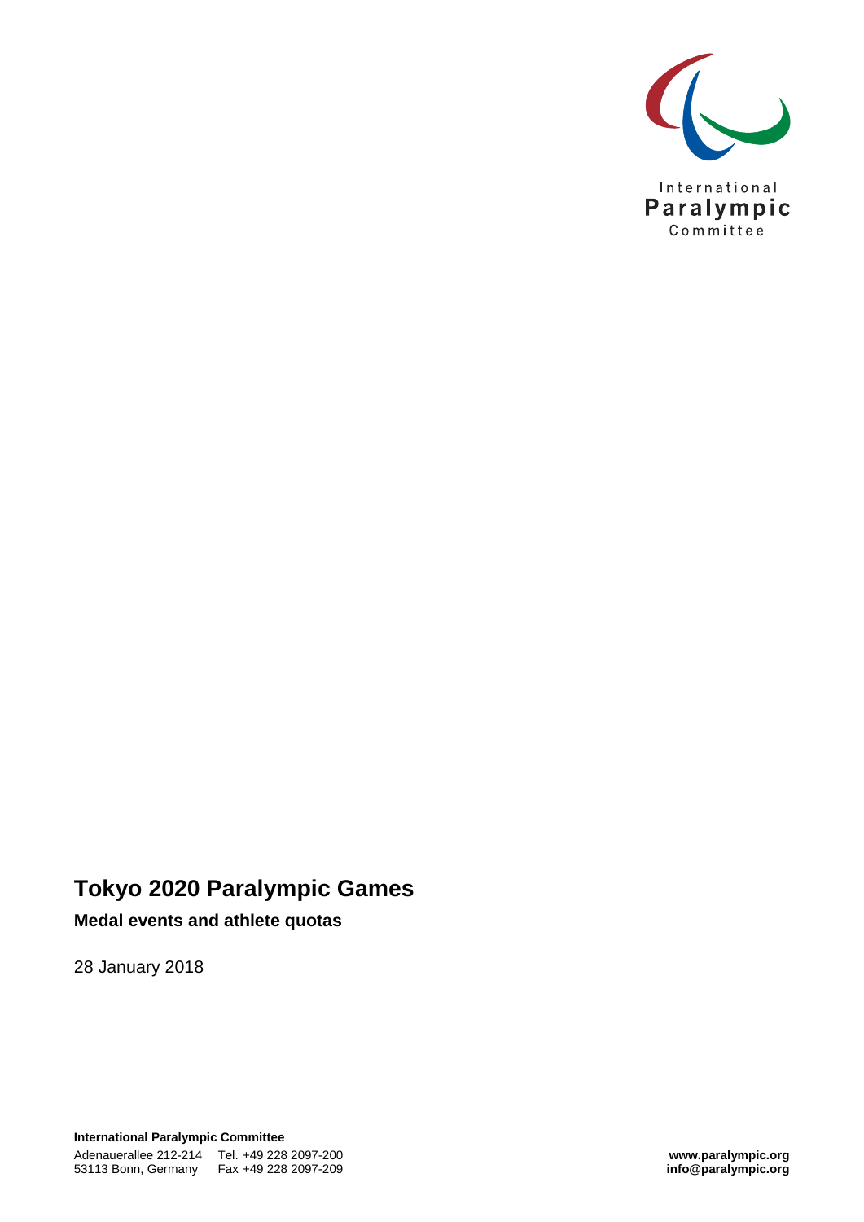International Paralympic Committee

# Tokyo 2020 Paralympic Games

## Medal events and athlete quotas

28 January 2018

**International Paralympic Committee**
Adenauerallee 212-214
53113 Bonn, Germany
Tel. +49 228 2097-200
Fax +49 228 2097-209

**www.paralympic.org**
**info@paralympic.org**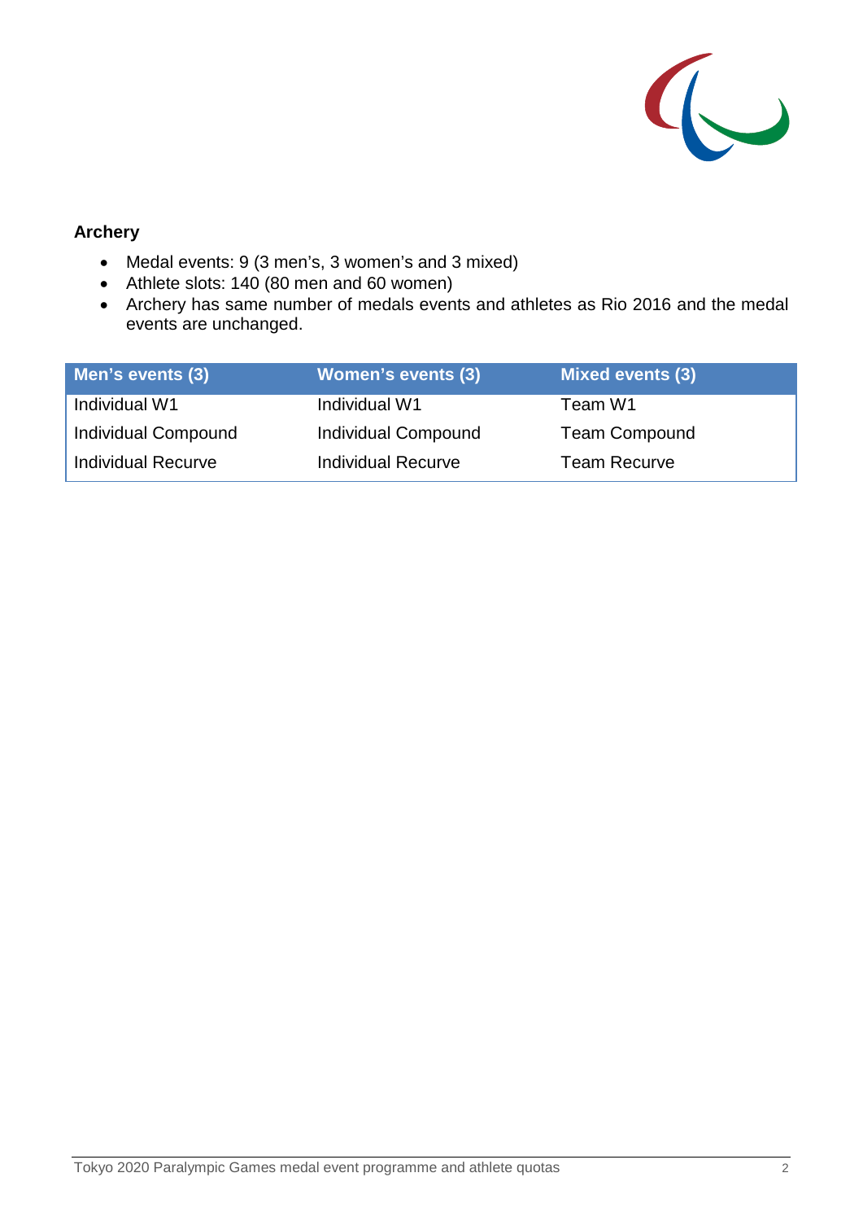**Archery**

- Medal events: 9 (3 men's, 3 women's and 3 mixed)
- Athlete slots: 140 (80 men and 60 women)
- Archery has same number of medals events and athletes as Rio 2016 and the medal events are unchanged.

| Men's events (3) | Women's events (3) | Mixed events (3) |
|---|---|---|
| Individual W1 | Individual W1 | Team W1 |
| Individual Compound | Individual Compound | Team Compound |
| Individual Recurve | Individual Recurve | Team Recurve |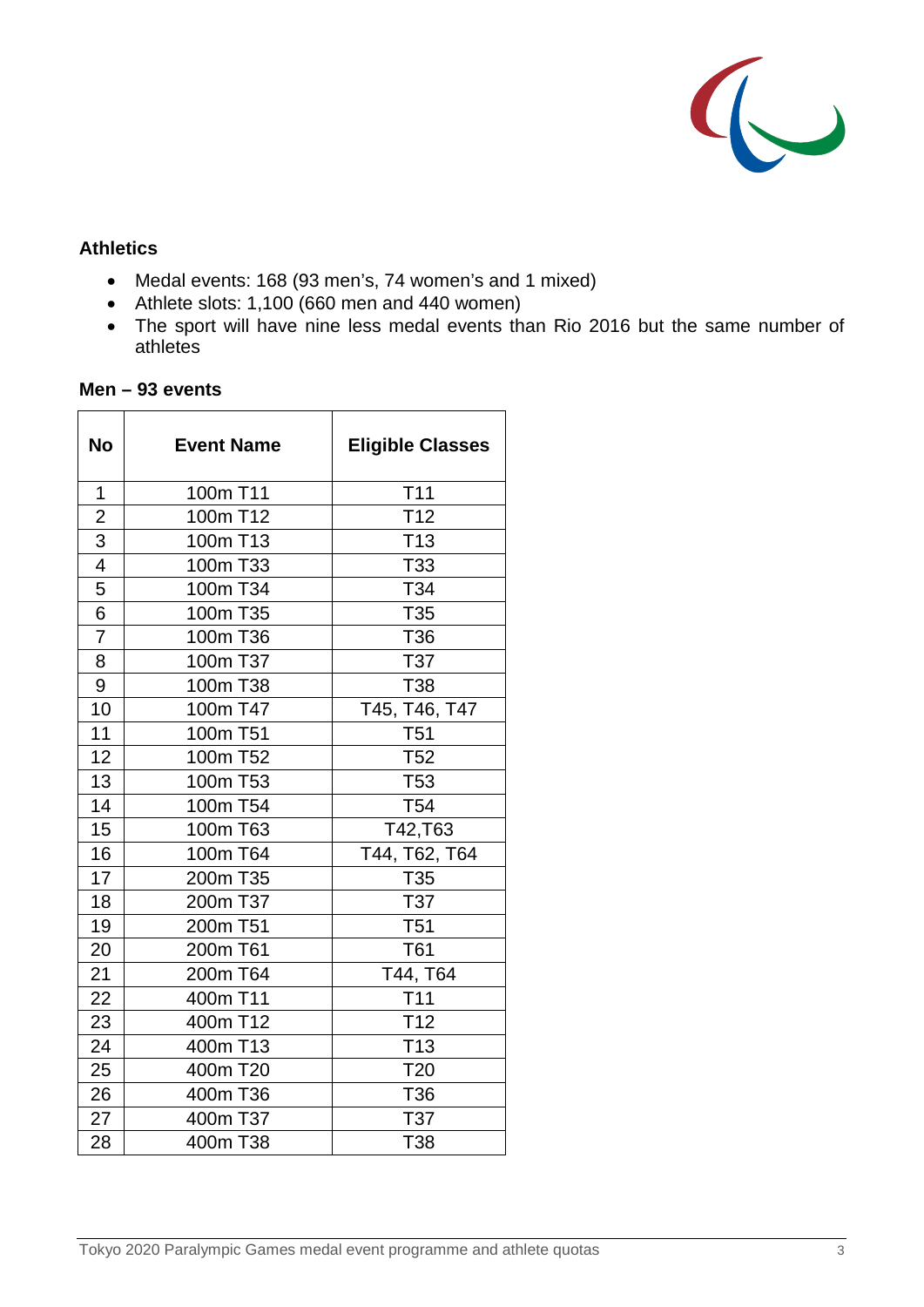## Athletics

- Medal events: 168 (93 men's, 74 women's and 1 mixed)
- Athlete slots: 1,100 (660 men and 440 women)
- The sport will have nine less medal events than Rio 2016 but the same number of athletes

### Men – 93 events

| No | Event Name | Eligible Classes |
|---|---|---|
| 1 | 100m T11 | T11 |
| 2 | 100m T12 | T12 |
| 3 | 100m T13 | T13 |
| 4 | 100m T33 | T33 |
| 5 | 100m T34 | T34 |
| 6 | 100m T35 | T35 |
| 7 | 100m T36 | T36 |
| 8 | 100m T37 | T37 |
| 9 | 100m T38 | T38 |
| 10 | 100m T47 | T45, T46, T47 |
| 11 | 100m T51 | T51 |
| 12 | 100m T52 | T52 |
| 13 | 100m T53 | T53 |
| 14 | 100m T54 | T54 |
| 15 | 100m T63 | T42,T63 |
| 16 | 100m T64 | T44, T62, T64 |
| 17 | 200m T35 | T35 |
| 18 | 200m T37 | T37 |
| 19 | 200m T51 | T51 |
| 20 | 200m T61 | T61 |
| 21 | 200m T64 | T44, T64 |
| 22 | 400m T11 | T11 |
| 23 | 400m T12 | T12 |
| 24 | 400m T13 | T13 |
| 25 | 400m T20 | T20 |
| 26 | 400m T36 | T36 |
| 27 | 400m T37 | T37 |
| 28 | 400m T38 | T38 |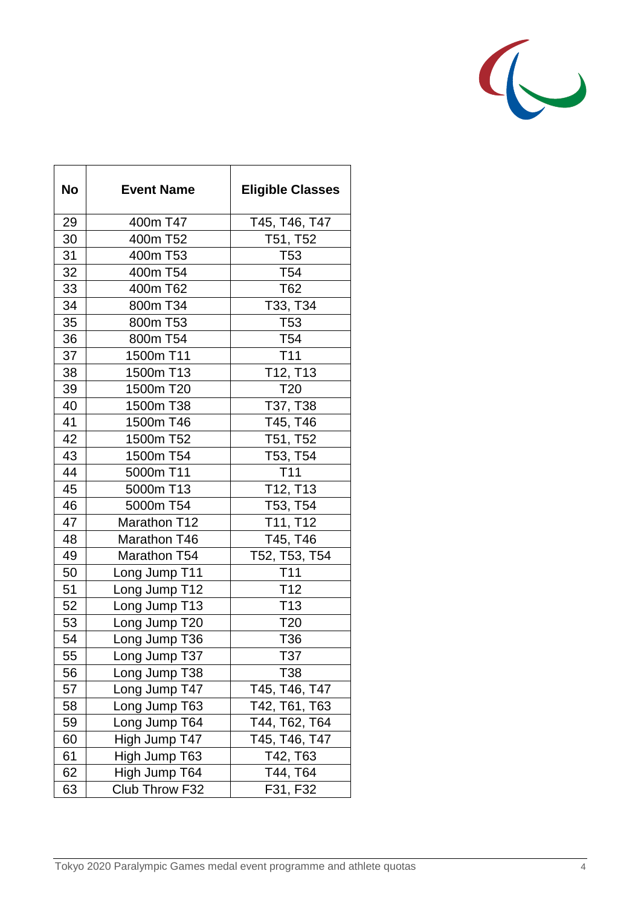| No | Event Name | Eligible Classes |
|---|---|---|
| 29 | 400m T47 | T45, T46, T47 |
| 30 | 400m T52 | T51, T52 |
| 31 | 400m T53 | T53 |
| 32 | 400m T54 | T54 |
| 33 | 400m T62 | T62 |
| 34 | 800m T34 | T33, T34 |
| 35 | 800m T53 | T53 |
| 36 | 800m T54 | T54 |
| 37 | 1500m T11 | T11 |
| 38 | 1500m T13 | T12, T13 |
| 39 | 1500m T20 | T20 |
| 40 | 1500m T38 | T37, T38 |
| 41 | 1500m T46 | T45, T46 |
| 42 | 1500m T52 | T51, T52 |
| 43 | 1500m T54 | T53, T54 |
| 44 | 5000m T11 | T11 |
| 45 | 5000m T13 | T12, T13 |
| 46 | 5000m T54 | T53, T54 |
| 47 | Marathon T12 | T11, T12 |
| 48 | Marathon T46 | T45, T46 |
| 49 | Marathon T54 | T52, T53, T54 |
| 50 | Long Jump T11 | T11 |
| 51 | Long Jump T12 | T12 |
| 52 | Long Jump T13 | T13 |
| 53 | Long Jump T20 | T20 |
| 54 | Long Jump T36 | T36 |
| 55 | Long Jump T37 | T37 |
| 56 | Long Jump T38 | T38 |
| 57 | Long Jump T47 | T45, T46, T47 |
| 58 | Long Jump T63 | T42, T61, T63 |
| 59 | Long Jump T64 | T44, T62, T64 |
| 60 | High Jump T47 | T45, T46, T47 |
| 61 | High Jump T63 | T42, T63 |
| 62 | High Jump T64 | T44, T64 |
| 63 | Club Throw F32 | F31, F32 |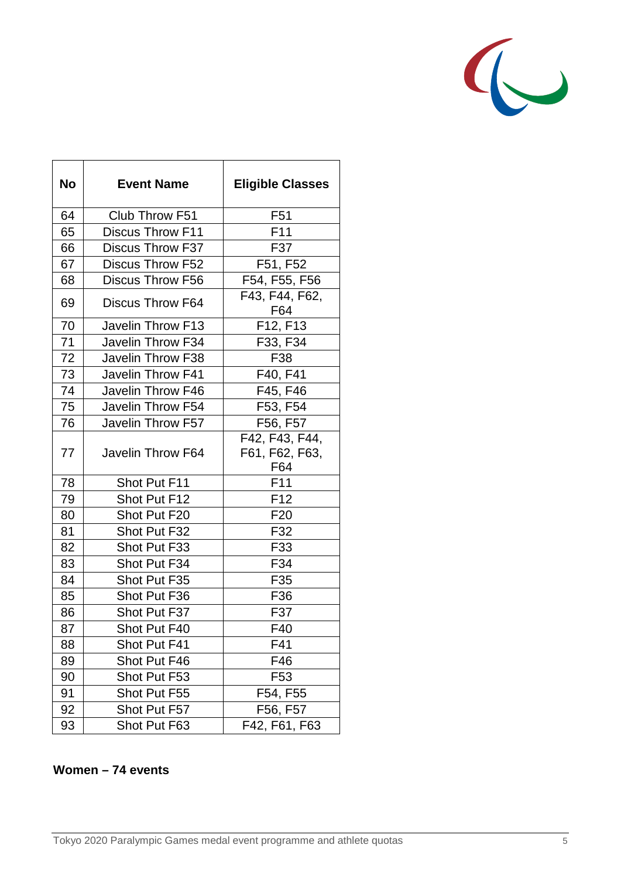| No | Event Name | Eligible Classes |
| --- | --- | --- |
| 64 | Club Throw F51 | F51 |
| 65 | Discus Throw F11 | F11 |
| 66 | Discus Throw F37 | F37 |
| 67 | Discus Throw F52 | F51, F52 |
| 68 | Discus Throw F56 | F54, F55, F56 |
| 69 | Discus Throw F64 | F43, F44, F62, F64 |
| 70 | Javelin Throw F13 | F12, F13 |
| 71 | Javelin Throw F34 | F33, F34 |
| 72 | Javelin Throw F38 | F38 |
| 73 | Javelin Throw F41 | F40, F41 |
| 74 | Javelin Throw F46 | F45, F46 |
| 75 | Javelin Throw F54 | F53, F54 |
| 76 | Javelin Throw F57 | F56, F57 |
| 77 | Javelin Throw F64 | F42, F43, F44, F61, F62, F63, F64 |
| 78 | Shot Put F11 | F11 |
| 79 | Shot Put F12 | F12 |
| 80 | Shot Put F20 | F20 |
| 81 | Shot Put F32 | F32 |
| 82 | Shot Put F33 | F33 |
| 83 | Shot Put F34 | F34 |
| 84 | Shot Put F35 | F35 |
| 85 | Shot Put F36 | F36 |
| 86 | Shot Put F37 | F37 |
| 87 | Shot Put F40 | F40 |
| 88 | Shot Put F41 | F41 |
| 89 | Shot Put F46 | F46 |
| 90 | Shot Put F53 | F53 |
| 91 | Shot Put F55 | F54, F55 |
| 92 | Shot Put F57 | F56, F57 |
| 93 | Shot Put F63 | F42, F61, F63 |

**Women – 74 events**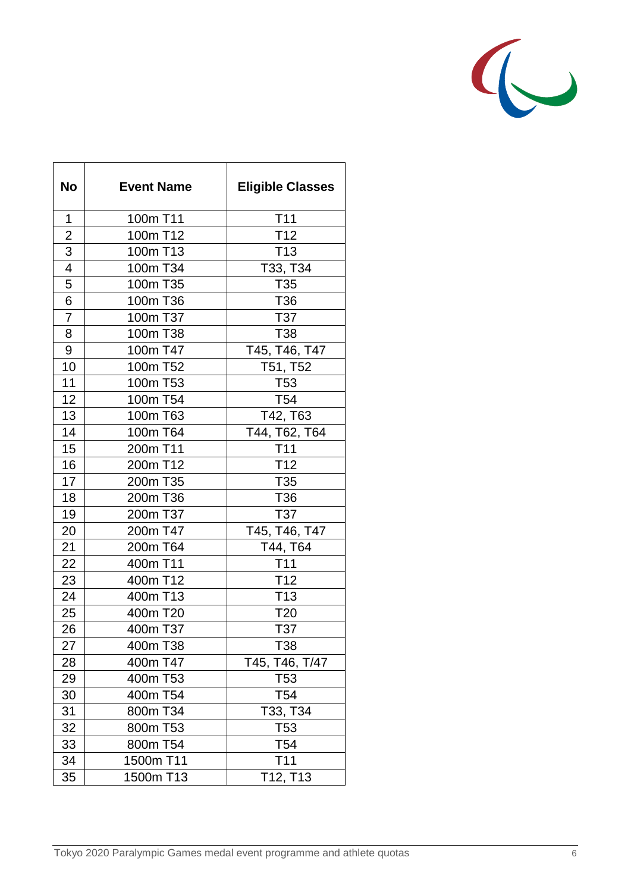| No | Event Name | Eligible Classes |
|---|---|---|
| 1 | 100m T11 | T11 |
| 2 | 100m T12 | T12 |
| 3 | 100m T13 | T13 |
| 4 | 100m T34 | T33, T34 |
| 5 | 100m T35 | T35 |
| 6 | 100m T36 | T36 |
| 7 | 100m T37 | T37 |
| 8 | 100m T38 | T38 |
| 9 | 100m T47 | T45, T46, T47 |
| 10 | 100m T52 | T51, T52 |
| 11 | 100m T53 | T53 |
| 12 | 100m T54 | T54 |
| 13 | 100m T63 | T42, T63 |
| 14 | 100m T64 | T44, T62, T64 |
| 15 | 200m T11 | T11 |
| 16 | 200m T12 | T12 |
| 17 | 200m T35 | T35 |
| 18 | 200m T36 | T36 |
| 19 | 200m T37 | T37 |
| 20 | 200m T47 | T45, T46, T47 |
| 21 | 200m T64 | T44, T64 |
| 22 | 400m T11 | T11 |
| 23 | 400m T12 | T12 |
| 24 | 400m T13 | T13 |
| 25 | 400m T20 | T20 |
| 26 | 400m T37 | T37 |
| 27 | 400m T38 | T38 |
| 28 | 400m T47 | T45, T46, T/47 |
| 29 | 400m T53 | T53 |
| 30 | 400m T54 | T54 |
| 31 | 800m T34 | T33, T34 |
| 32 | 800m T53 | T53 |
| 33 | 800m T54 | T54 |
| 34 | 1500m T11 | T11 |
| 35 | 1500m T13 | T12, T13 |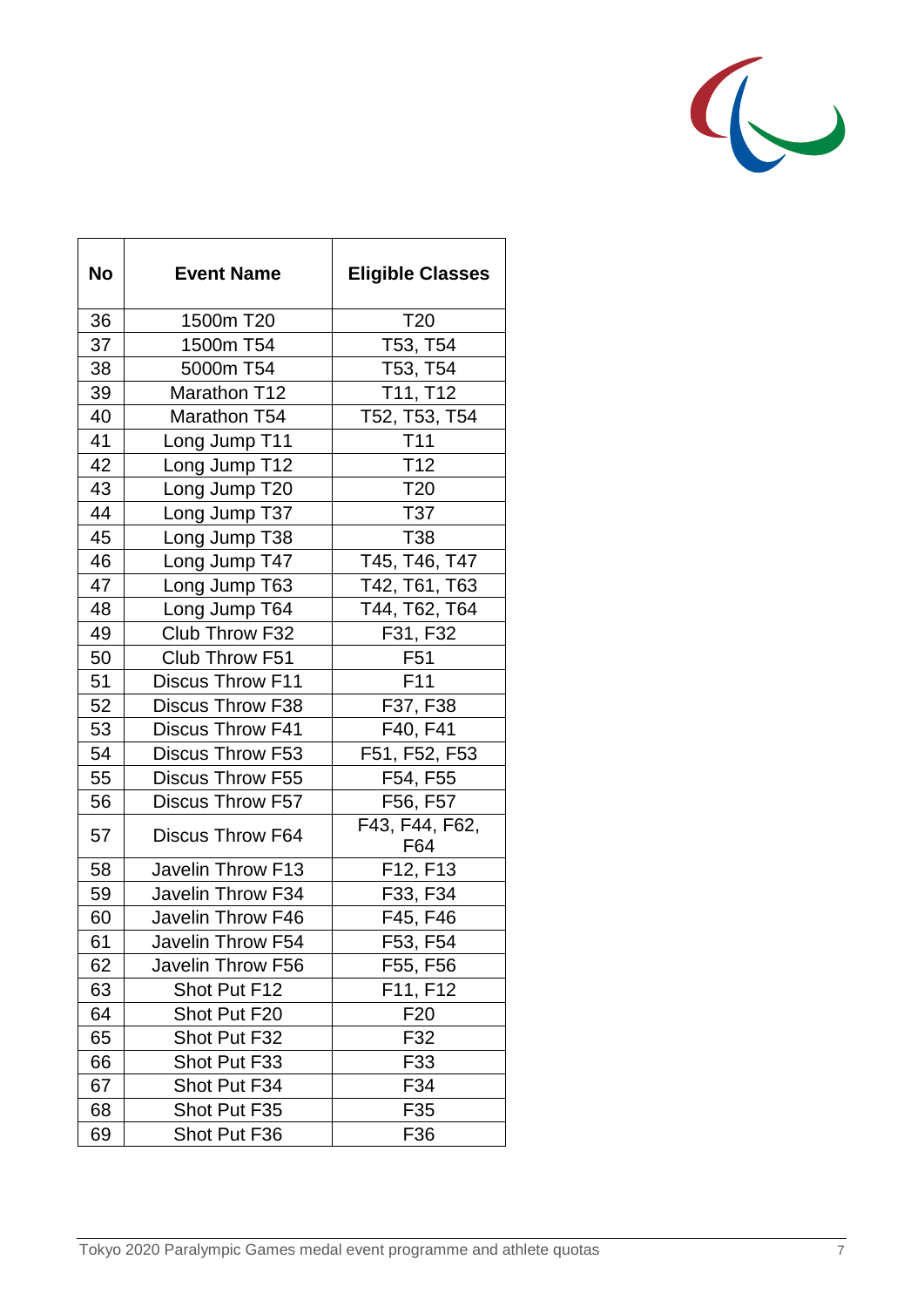| No | Event Name | Eligible Classes |
|---|---|---|
| 36 | 1500m T20 | T20 |
| 37 | 1500m T54 | T53, T54 |
| 38 | 5000m T54 | T53, T54 |
| 39 | Marathon T12 | T11, T12 |
| 40 | Marathon T54 | T52, T53, T54 |
| 41 | Long Jump T11 | T11 |
| 42 | Long Jump T12 | T12 |
| 43 | Long Jump T20 | T20 |
| 44 | Long Jump T37 | T37 |
| 45 | Long Jump T38 | T38 |
| 46 | Long Jump T47 | T45, T46, T47 |
| 47 | Long Jump T63 | T42, T61, T63 |
| 48 | Long Jump T64 | T44, T62, T64 |
| 49 | Club Throw F32 | F31, F32 |
| 50 | Club Throw F51 | F51 |
| 51 | Discus Throw F11 | F11 |
| 52 | Discus Throw F38 | F37, F38 |
| 53 | Discus Throw F41 | F40, F41 |
| 54 | Discus Throw F53 | F51, F52, F53 |
| 55 | Discus Throw F55 | F54, F55 |
| 56 | Discus Throw F57 | F56, F57 |
| 57 | Discus Throw F64 | F43, F44, F62, F64 |
| 58 | Javelin Throw F13 | F12, F13 |
| 59 | Javelin Throw F34 | F33, F34 |
| 60 | Javelin Throw F46 | F45, F46 |
| 61 | Javelin Throw F54 | F53, F54 |
| 62 | Javelin Throw F56 | F55, F56 |
| 63 | Shot Put F12 | F11, F12 |
| 64 | Shot Put F20 | F20 |
| 65 | Shot Put F32 | F32 |
| 66 | Shot Put F33 | F33 |
| 67 | Shot Put F34 | F34 |
| 68 | Shot Put F35 | F35 |
| 69 | Shot Put F36 | F36 |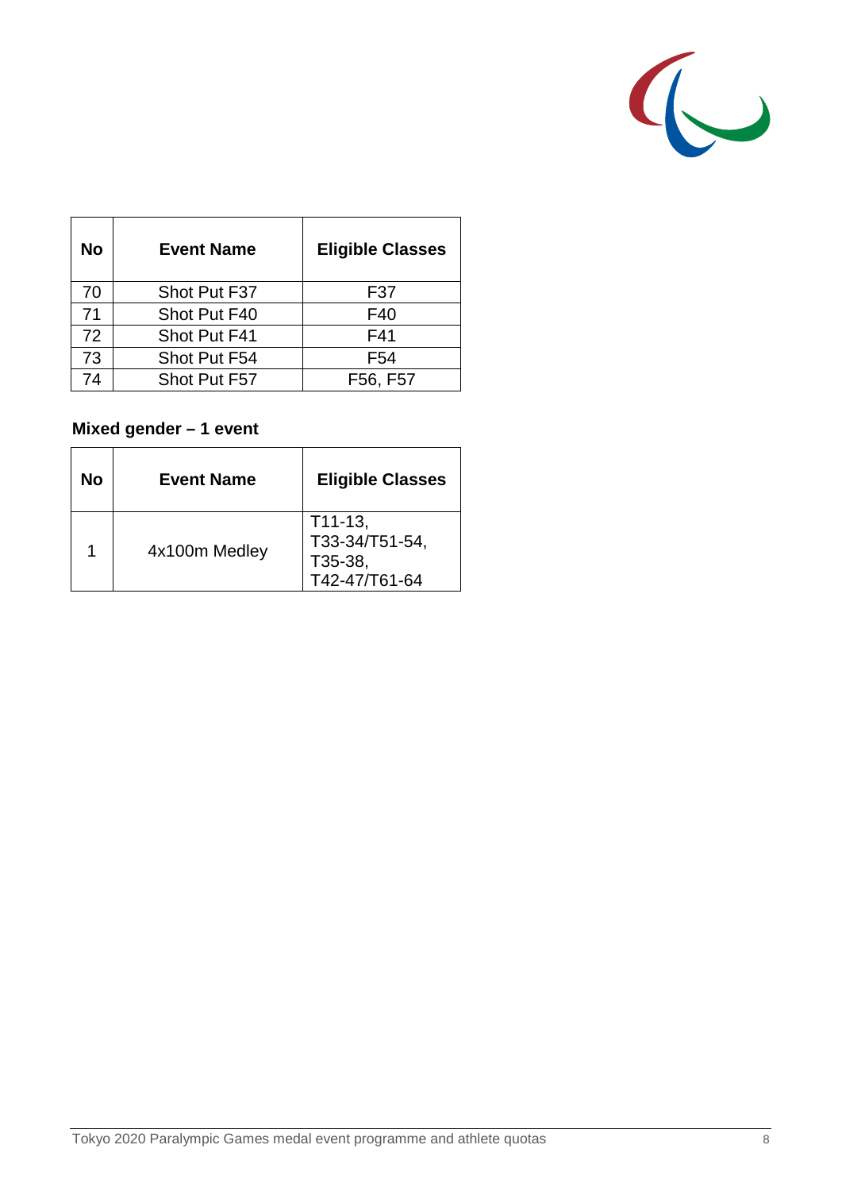| No | Event Name | Eligible Classes |
|---|---|---|
| 70 | Shot Put F37 | F37 |
| 71 | Shot Put F40 | F40 |
| 72 | Shot Put F41 | F41 |
| 73 | Shot Put F54 | F54 |
| 74 | Shot Put F57 | F56, F57 |

**Mixed gender – 1 event**

| No | Event Name | Eligible Classes |
|---|---|---|
| 1 | 4x100m Medley | T11-13, T33-34/T51-54, T35-38, T42-47/T61-64 |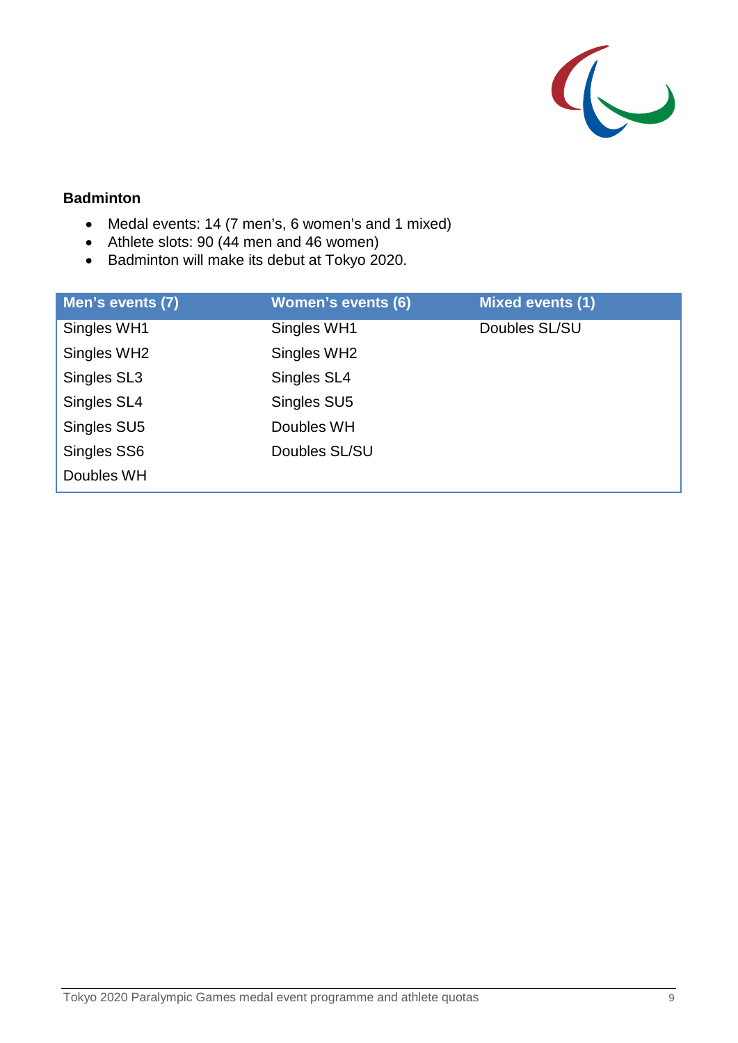**Badminton**

- Medal events: 14 (7 men's, 6 women's and 1 mixed)
- Athlete slots: 90 (44 men and 46 women)
- Badminton will make its debut at Tokyo 2020.

| Men's events (7) | Women's events (6) | Mixed events (1) |
|---|---|---|
| Singles WH1 | Singles WH1 | Doubles SL/SU |
| Singles WH2 | Singles WH2 | |
| Singles SL3 | Singles SL4 | |
| Singles SL4 | Singles SU5 | |
| Singles SU5 | Doubles WH | |
| Singles SS6 | Doubles SL/SU | |
| Doubles WH | | |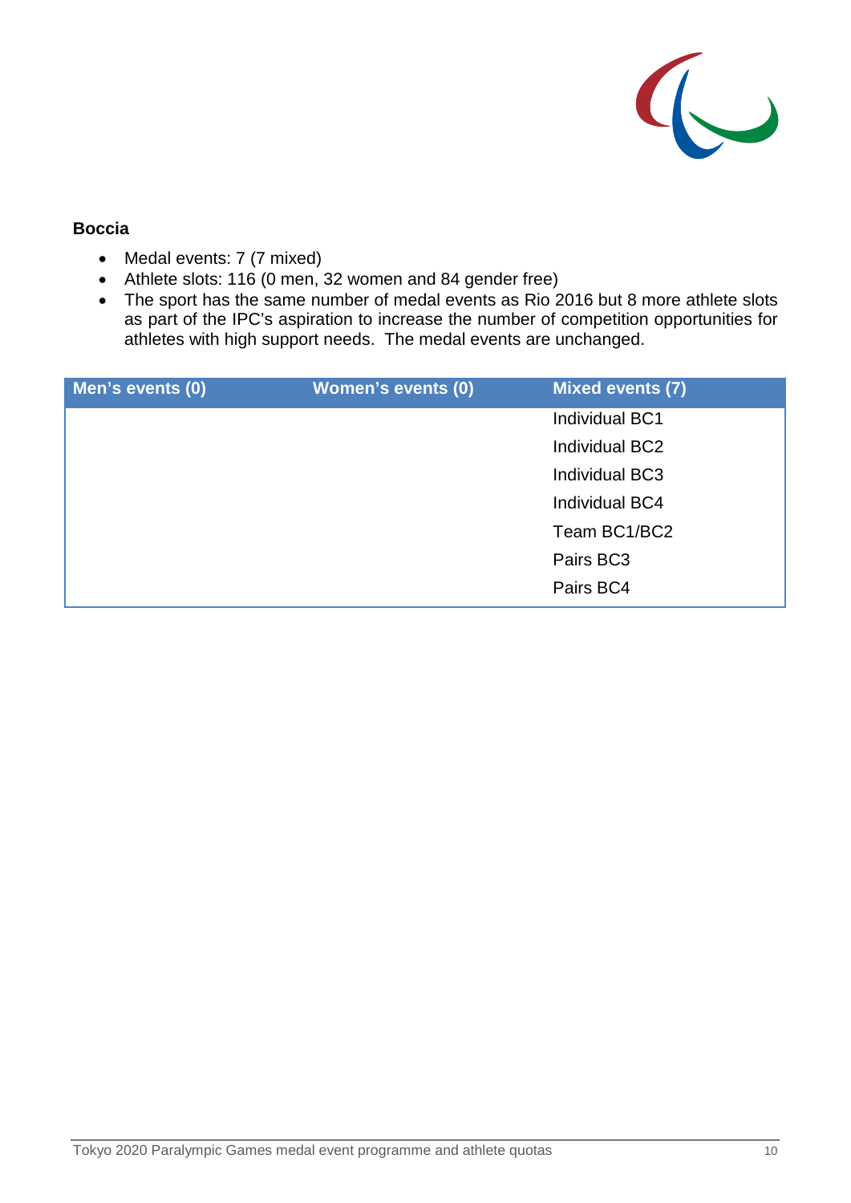## Boccia

- Medal events: 7 (7 mixed)
- Athlete slots: 116 (0 men, 32 women and 84 gender free)
- The sport has the same number of medal events as Rio 2016 but 8 more athlete slots as part of the IPC's aspiration to increase the number of competition opportunities for athletes with high support needs. The medal events are unchanged.

| Men's events (0) | Women's events (0) | Mixed events (7) |
|---|---|---|
| | | Individual BC1 |
| | | Individual BC2 |
| | | Individual BC3 |
| | | Individual BC4 |
| | | Team BC1/BC2 |
| | | Pairs BC3 |
| | | Pairs BC4 |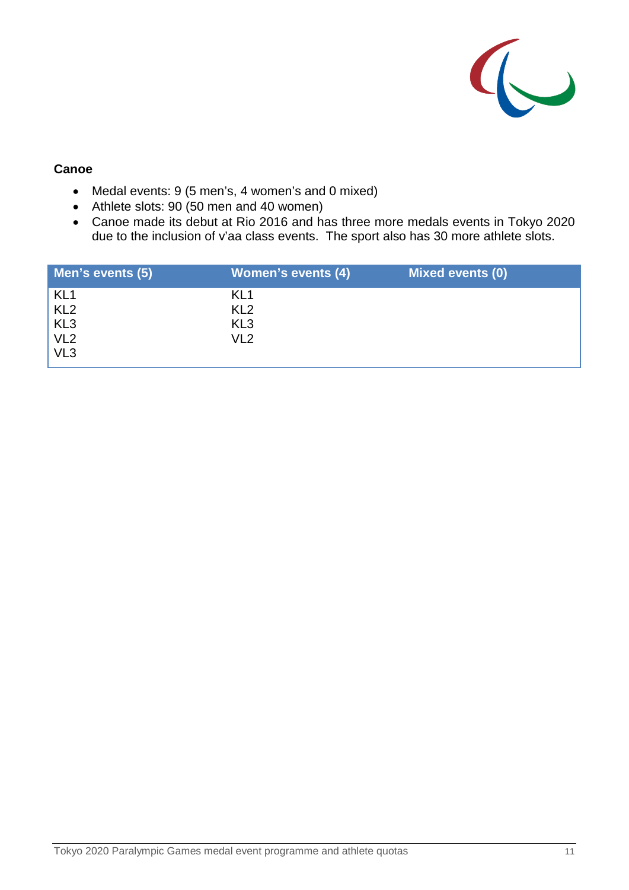### Canoe

- Medal events: 9 (5 men's, 4 women's and 0 mixed)
- Athlete slots: 90 (50 men and 40 women)
- Canoe made its debut at Rio 2016 and has three more medals events in Tokyo 2020 due to the inclusion of v'aa class events. The sport also has 30 more athlete slots.

| Men's events (5) | Women's events (4) | Mixed events (0) |
|---|---|---|
| KL1 | KL1 | |
| KL2 | KL2 | |
| KL3 | KL3 | |
| VL2 | VL2 | |
| VL3 | | |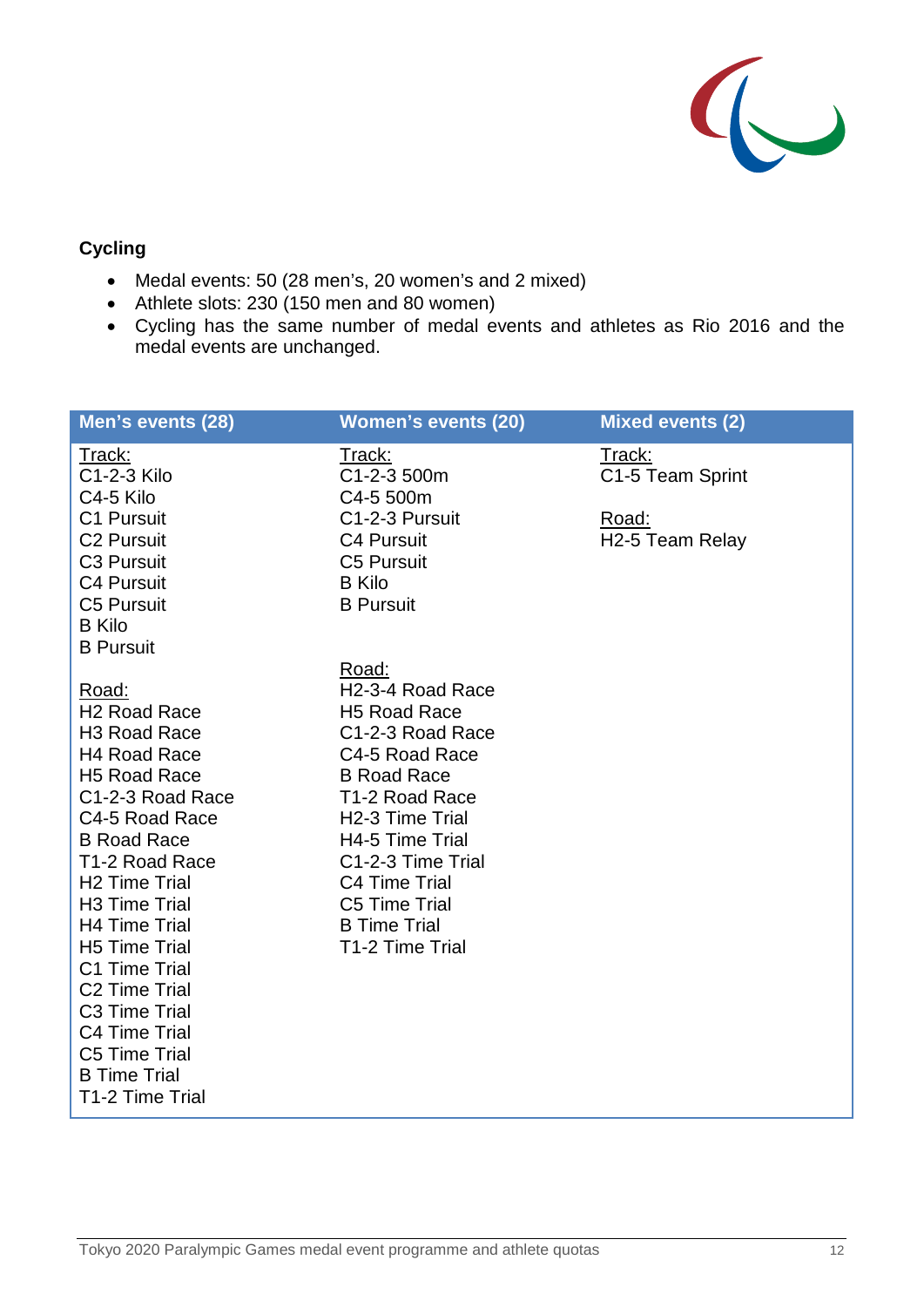## Cycling

- Medal events: 50 (28 men's, 20 women's and 2 mixed)
- Athlete slots: 230 (150 men and 80 women)
- Cycling has the same number of medal events and athletes as Rio 2016 and the medal events are unchanged.

| Men's events (28) | Women's events (20) | Mixed events (2) |
|---|---|---|
| Track:<br>C1-2-3 Kilo<br>C4-5 Kilo<br>C1 Pursuit<br>C2 Pursuit<br>C3 Pursuit<br>C4 Pursuit<br>C5 Pursuit<br>B Kilo<br>B Pursuit<br><br>Road:<br>H2 Road Race<br>H3 Road Race<br>H4 Road Race<br>H5 Road Race<br>C1-2-3 Road Race<br>C4-5 Road Race<br>B Road Race<br>T1-2 Road Race<br>H2 Time Trial<br>H3 Time Trial<br>H4 Time Trial<br>H5 Time Trial<br>C1 Time Trial<br>C2 Time Trial<br>C3 Time Trial<br>C4 Time Trial<br>C5 Time Trial<br>B Time Trial<br>T1-2 Time Trial | Track:<br>C1-2-3 500m<br>C4-5 500m<br>C1-2-3 Pursuit<br>C4 Pursuit<br>C5 Pursuit<br>B Kilo<br>B Pursuit<br><br>Road:<br>H2-3-4 Road Race<br>H5 Road Race<br>C1-2-3 Road Race<br>C4-5 Road Race<br>B Road Race<br>T1-2 Road Race<br>H2-3 Time Trial<br>H4-5 Time Trial<br>C1-2-3 Time Trial<br>C4 Time Trial<br>C5 Time Trial<br>B Time Trial<br>T1-2 Time Trial | Track:<br>C1-5 Team Sprint<br><br>Road:<br>H2-5 Team Relay |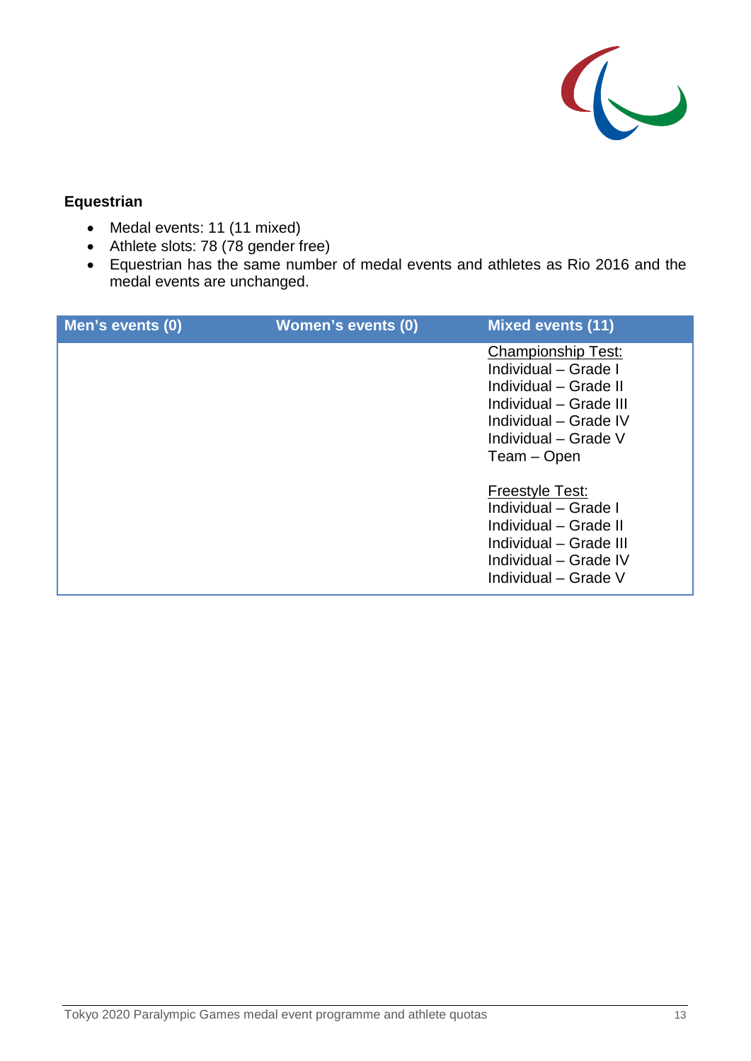## Equestrian

- Medal events: 11 (11 mixed)
- Athlete slots: 78 (78 gender free)
- Equestrian has the same number of medal events and athletes as Rio 2016 and the medal events are unchanged.

| Men's events (0) | Women's events (0) | Mixed events (11) |
|---|---|---|
| | | Championship Test:<br>Individual – Grade I<br>Individual – Grade II<br>Individual – Grade III<br>Individual – Grade IV<br>Individual – Grade V<br>Team – Open<br><br>Freestyle Test:<br>Individual – Grade I<br>Individual – Grade II<br>Individual – Grade III<br>Individual – Grade IV<br>Individual – Grade V |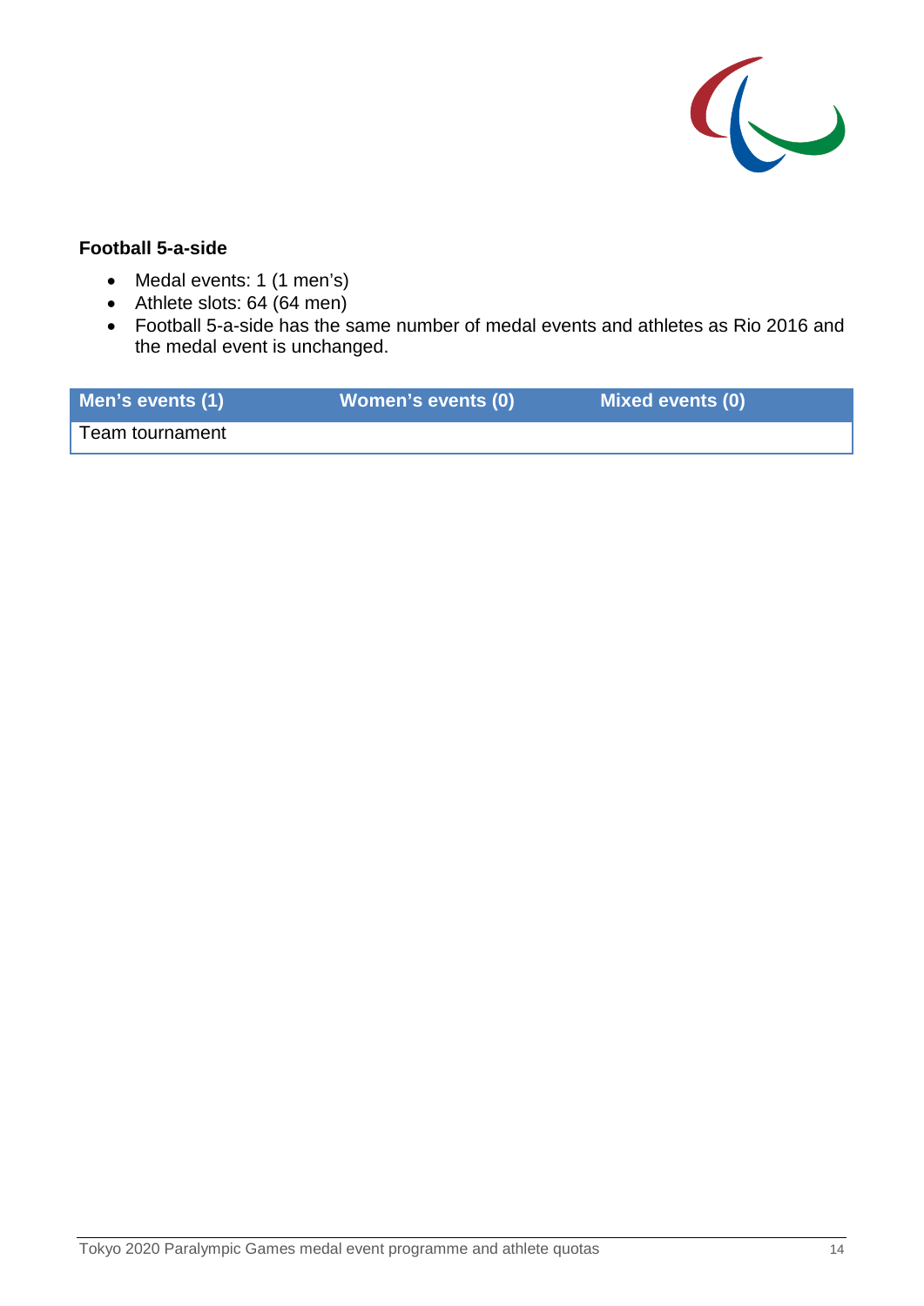### Football 5-a-side

- Medal events: 1 (1 men's)
- Athlete slots: 64 (64 men)
- Football 5-a-side has the same number of medal events and athletes as Rio 2016 and the medal event is unchanged.

| Men's events (1) | Women's events (0) | Mixed events (0) |
| --- | --- | --- |
| Team tournament | | |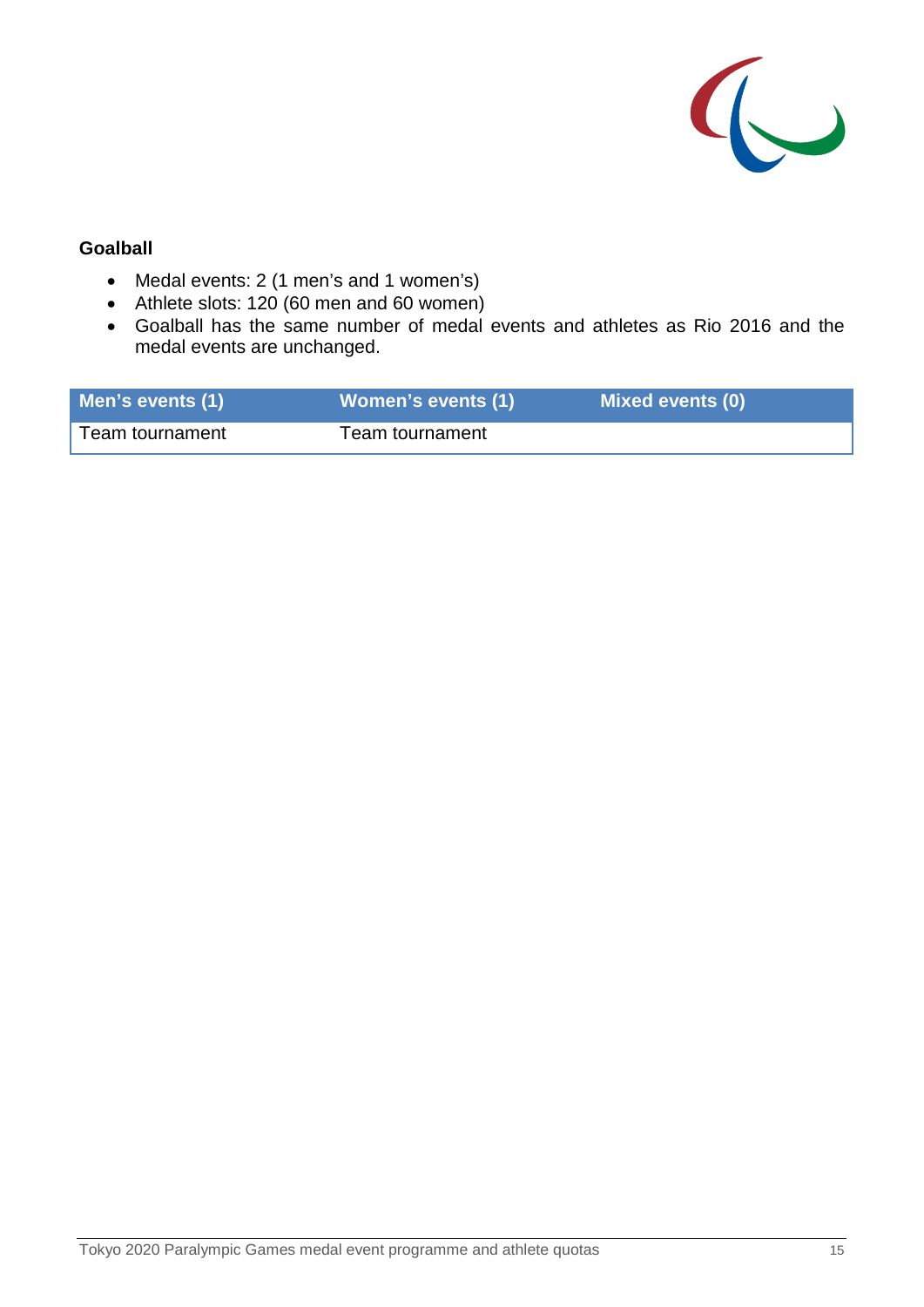## Goalball

- Medal events: 2 (1 men's and 1 women's)
- Athlete slots: 120 (60 men and 60 women)
- Goalball has the same number of medal events and athletes as Rio 2016 and the medal events are unchanged.

| Men's events (1) | Women's events (1) | Mixed events (0) |
|---|---|---|
| Team tournament | Team tournament | |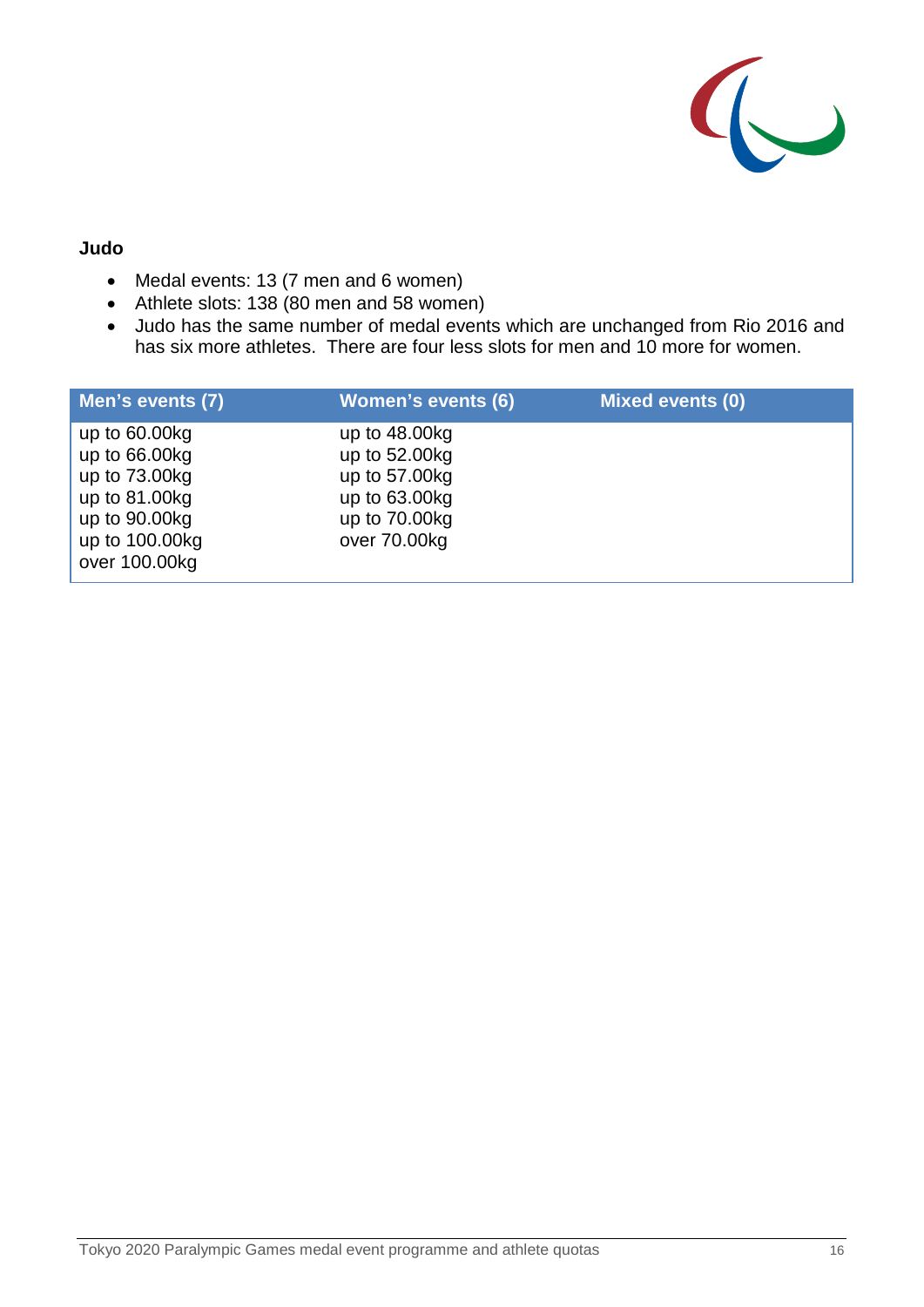## Judo

- Medal events: 13 (7 men and 6 women)
- Athlete slots: 138 (80 men and 58 women)
- Judo has the same number of medal events which are unchanged from Rio 2016 and has six more athletes. There are four less slots for men and 10 more for women.

| Men's events (7) | Women's events (6) | Mixed events (0) |
|---|---|---|
| up to 60.00kg | up to 48.00kg | |
| up to 66.00kg | up to 52.00kg | |
| up to 73.00kg | up to 57.00kg | |
| up to 81.00kg | up to 63.00kg | |
| up to 90.00kg | up to 70.00kg | |
| up to 100.00kg | over 70.00kg | |
| over 100.00kg | | |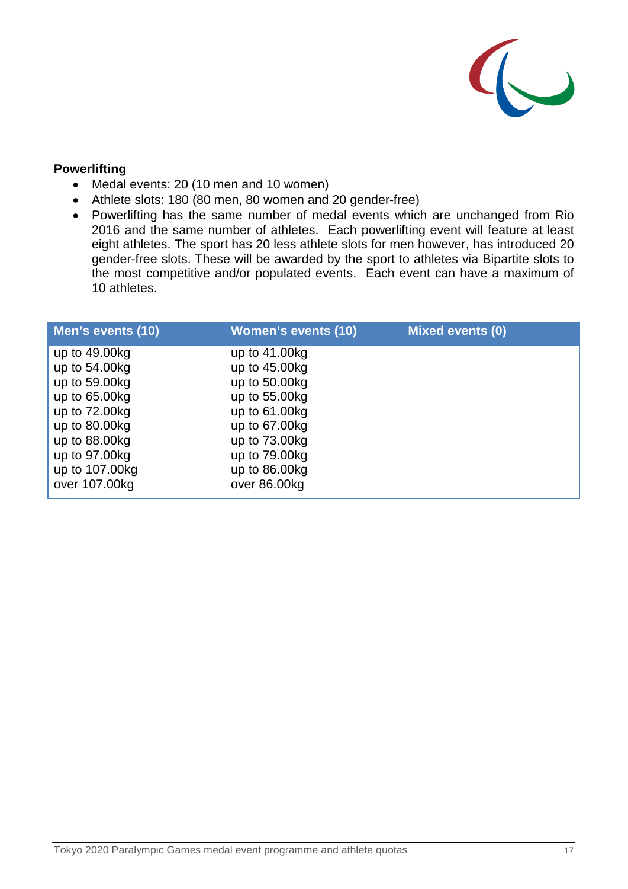**Powerlifting**

- Medal events: 20 (10 men and 10 women)
- Athlete slots: 180 (80 men, 80 women and 20 gender-free)
- Powerlifting has the same number of medal events which are unchanged from Rio 2016 and the same number of athletes. Each powerlifting event will feature at least eight athletes. The sport has 20 less athlete slots for men however, has introduced 20 gender-free slots. These will be awarded by the sport to athletes via Bipartite slots to the most competitive and/or populated events. Each event can have a maximum of 10 athletes.

| Men's events (10) | Women's events (10) | Mixed events (0) |
|---|---|---|
| up to 49.00kg | up to 41.00kg | |
| up to 54.00kg | up to 45.00kg | |
| up to 59.00kg | up to 50.00kg | |
| up to 65.00kg | up to 55.00kg | |
| up to 72.00kg | up to 61.00kg | |
| up to 80.00kg | up to 67.00kg | |
| up to 88.00kg | up to 73.00kg | |
| up to 97.00kg | up to 79.00kg | |
| up to 107.00kg | up to 86.00kg | |
| over 107.00kg | over 86.00kg | |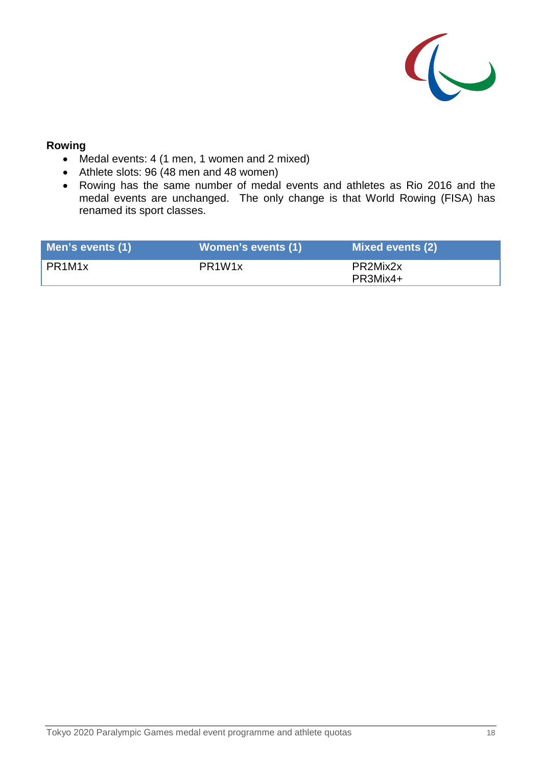**Rowing**

- Medal events: 4 (1 men, 1 women and 2 mixed)
- Athlete slots: 96 (48 men and 48 women)
- Rowing has the same number of medal events and athletes as Rio 2016 and the medal events are unchanged. The only change is that World Rowing (FISA) has renamed its sport classes.

| Men's events (1) | Women's events (1) | Mixed events (2) |
|---|---|---|
| PR1M1x | PR1W1x | PR2Mix2x<br>PR3Mix4+ |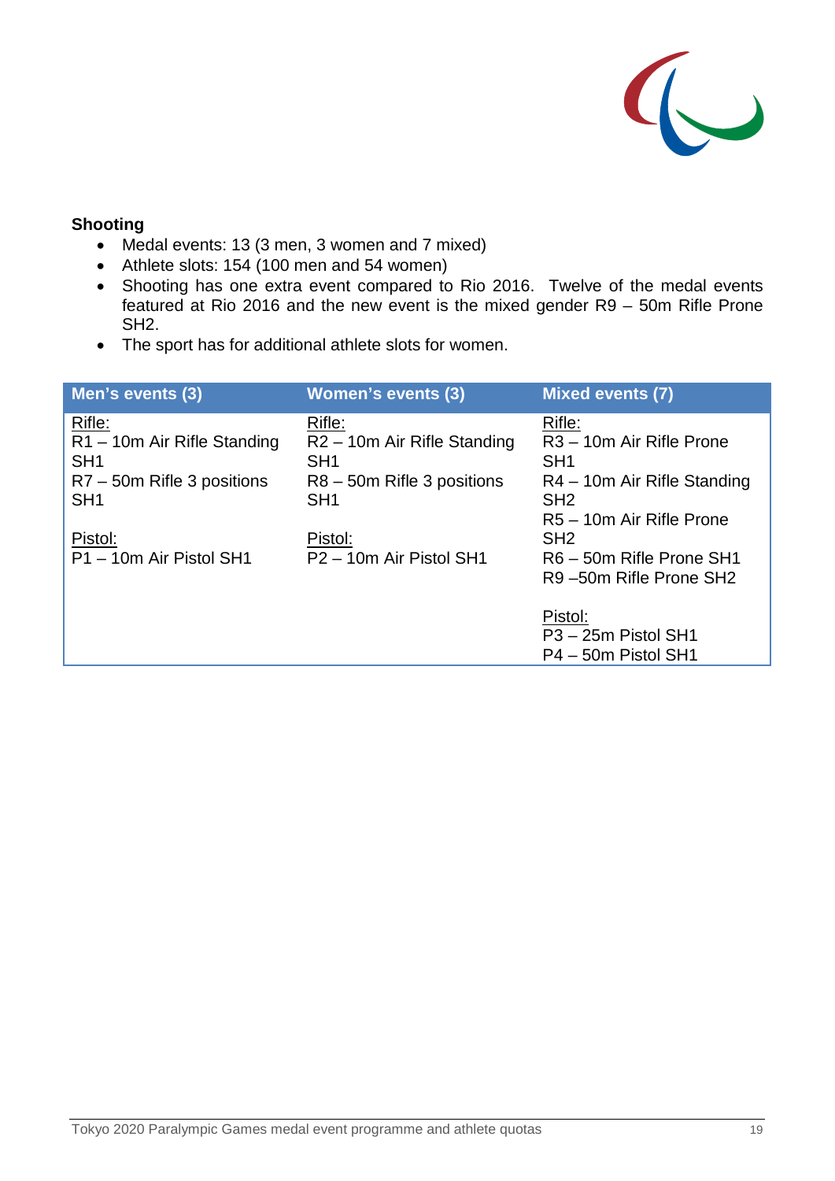**Shooting**

- Medal events: 13 (3 men, 3 women and 7 mixed)
- Athlete slots: 154 (100 men and 54 women)
- Shooting has one extra event compared to Rio 2016. Twelve of the medal events featured at Rio 2016 and the new event is the mixed gender R9 – 50m Rifle Prone SH2.
- The sport has for additional athlete slots for women.

| Men's events (3) | Women's events (3) | Mixed events (7) |
|---|---|---|
| Rifle:<br>R1 – 10m Air Rifle Standing SH1<br>R7 – 50m Rifle 3 positions SH1<br><br>Pistol:<br>P1 – 10m Air Pistol SH1 | Rifle:<br>R2 – 10m Air Rifle Standing SH1<br>R8 – 50m Rifle 3 positions SH1<br><br>Pistol:<br>P2 – 10m Air Pistol SH1 | Rifle:<br>R3 – 10m Air Rifle Prone SH1<br>R4 – 10m Air Rifle Standing SH2<br>R5 – 10m Air Rifle Prone SH2<br>R6 – 50m Rifle Prone SH1<br>R9 –50m Rifle Prone SH2<br><br>Pistol:<br>P3 – 25m Pistol SH1<br>P4 – 50m Pistol SH1 |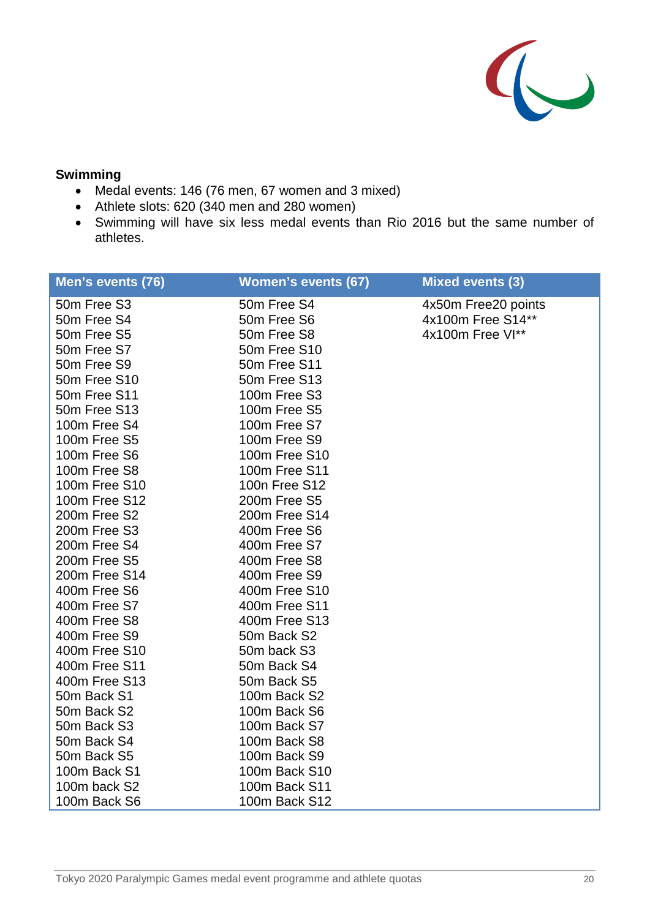**Swimming**

- Medal events: 146 (76 men, 67 women and 3 mixed)
- Athlete slots: 620 (340 men and 280 women)
- Swimming will have six less medal events than Rio 2016 but the same number of athletes.

| Men's events (76) | Women's events (67) | Mixed events (3) |
|---|---|---|
| 50m Free S3 | 50m Free S4 | 4x50m Free20 points |
| 50m Free S4 | 50m Free S6 | 4x100m Free S14** |
| 50m Free S5 | 50m Free S8 | 4x100m Free VI** |
| 50m Free S7 | 50m Free S10 | |
| 50m Free S9 | 50m Free S11 | |
| 50m Free S10 | 50m Free S13 | |
| 50m Free S11 | 100m Free S3 | |
| 50m Free S13 | 100m Free S5 | |
| 100m Free S4 | 100m Free S7 | |
| 100m Free S5 | 100m Free S9 | |
| 100m Free S6 | 100m Free S10 | |
| 100m Free S8 | 100m Free S11 | |
| 100m Free S10 | 100n Free S12 | |
| 100m Free S12 | 200m Free S5 | |
| 200m Free S2 | 200m Free S14 | |
| 200m Free S3 | 400m Free S6 | |
| 200m Free S4 | 400m Free S7 | |
| 200m Free S5 | 400m Free S8 | |
| 200m Free S14 | 400m Free S9 | |
| 400m Free S6 | 400m Free S10 | |
| 400m Free S7 | 400m Free S11 | |
| 400m Free S8 | 400m Free S13 | |
| 400m Free S9 | 50m Back S2 | |
| 400m Free S10 | 50m back S3 | |
| 400m Free S11 | 50m Back S4 | |
| 400m Free S13 | 50m Back S5 | |
| 50m Back S1 | 100m Back S2 | |
| 50m Back S2 | 100m Back S6 | |
| 50m Back S3 | 100m Back S7 | |
| 50m Back S4 | 100m Back S8 | |
| 50m Back S5 | 100m Back S9 | |
| 100m Back S1 | 100m Back S10 | |
| 100m back S2 | 100m Back S11 | |
| 100m Back S6 | 100m Back S12 | |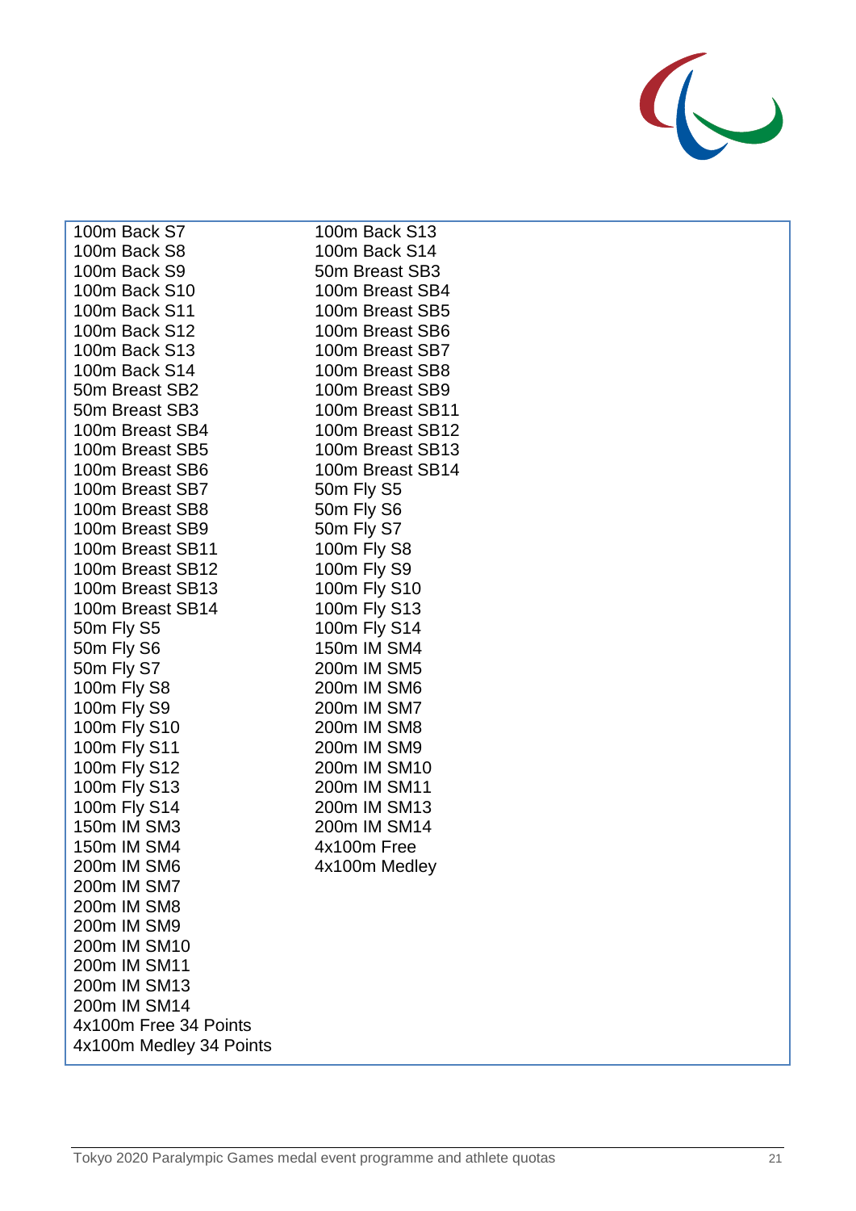| | |
|---|---|
| 100m Back S7 | 100m Back S13 |
| 100m Back S8 | 100m Back S14 |
| 100m Back S9 | 50m Breast SB3 |
| 100m Back S10 | 100m Breast SB4 |
| 100m Back S11 | 100m Breast SB5 |
| 100m Back S12 | 100m Breast SB6 |
| 100m Back S13 | 100m Breast SB7 |
| 100m Back S14 | 100m Breast SB8 |
| 50m Breast SB2 | 100m Breast SB9 |
| 50m Breast SB3 | 100m Breast SB11 |
| 100m Breast SB4 | 100m Breast SB12 |
| 100m Breast SB5 | 100m Breast SB13 |
| 100m Breast SB6 | 100m Breast SB14 |
| 100m Breast SB7 | 50m Fly S5 |
| 100m Breast SB8 | 50m Fly S6 |
| 100m Breast SB9 | 50m Fly S7 |
| 100m Breast SB11 | 100m Fly S8 |
| 100m Breast SB12 | 100m Fly S9 |
| 100m Breast SB13 | 100m Fly S10 |
| 100m Breast SB14 | 100m Fly S13 |
| 50m Fly S5 | 100m Fly S14 |
| 50m Fly S6 | 150m IM SM4 |
| 50m Fly S7 | 200m IM SM5 |
| 100m Fly S8 | 200m IM SM6 |
| 100m Fly S9 | 200m IM SM7 |
| 100m Fly S10 | 200m IM SM8 |
| 100m Fly S11 | 200m IM SM9 |
| 100m Fly S12 | 200m IM SM10 |
| 100m Fly S13 | 200m IM SM11 |
| 100m Fly S14 | 200m IM SM13 |
| 150m IM SM3 | 200m IM SM14 |
| 150m IM SM4 | 4x100m Free |
| 200m IM SM6 | 4x100m Medley |
| 200m IM SM7 | |
| 200m IM SM8 | |
| 200m IM SM9 | |
| 200m IM SM10 | |
| 200m IM SM11 | |
| 200m IM SM13 | |
| 200m IM SM14 | |
| 4x100m Free 34 Points | |
| 4x100m Medley 34 Points | |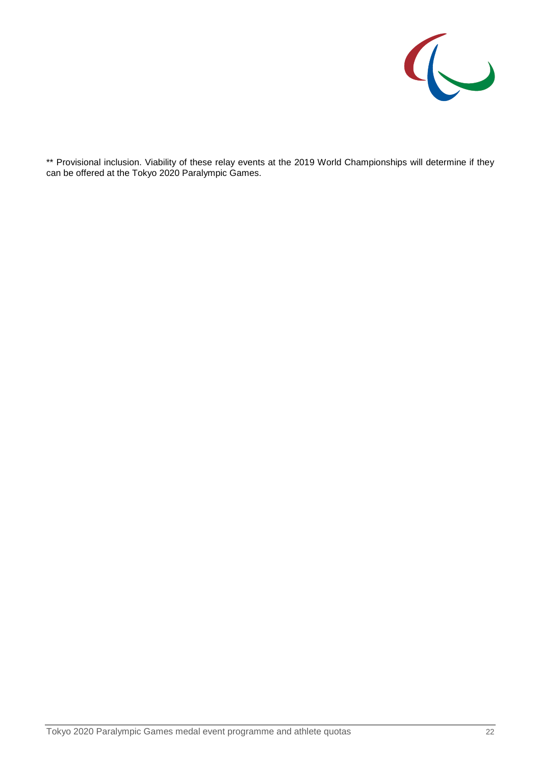** Provisional inclusion. Viability of these relay events at the 2019 World Championships will determine if they can be offered at the Tokyo 2020 Paralympic Games.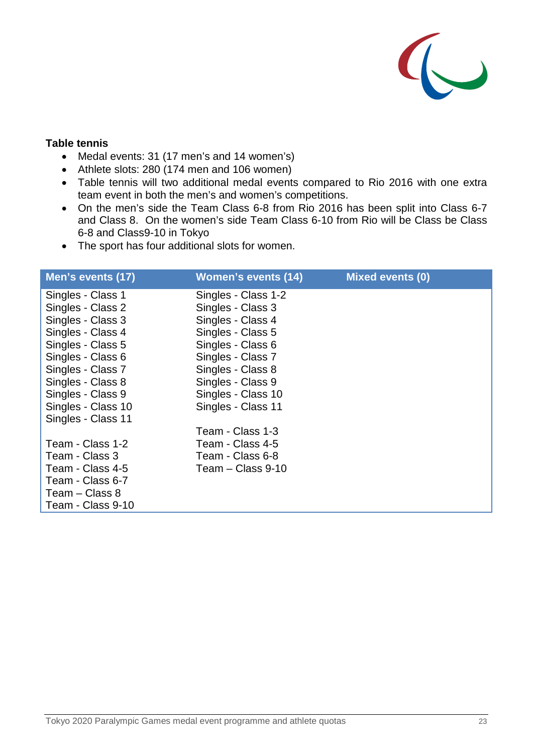**Table tennis**

- Medal events: 31 (17 men's and 14 women's)
- Athlete slots: 280 (174 men and 106 women)
- Table tennis will two additional medal events compared to Rio 2016 with one extra team event in both the men's and women's competitions.
- On the men's side the Team Class 6-8 from Rio 2016 has been split into Class 6-7 and Class 8. On the women's side Team Class 6-10 from Rio will be Class be Class 6-8 and Class9-10 in Tokyo
- The sport has four additional slots for women.

| Men's events (17) | Women's events (14) | Mixed events (0) |
|---|---|---|
| Singles - Class 1 | Singles - Class 1-2 | |
| Singles - Class 2 | Singles - Class 3 | |
| Singles - Class 3 | Singles - Class 4 | |
| Singles - Class 4 | Singles - Class 5 | |
| Singles - Class 5 | Singles - Class 6 | |
| Singles - Class 6 | Singles - Class 7 | |
| Singles - Class 7 | Singles - Class 8 | |
| Singles - Class 8 | Singles - Class 9 | |
| Singles - Class 9 | Singles - Class 10 | |
| Singles - Class 10 | Singles - Class 11 | |
| Singles - Class 11 | | |
| | Team - Class 1-3 | |
| Team - Class 1-2 | Team - Class 4-5 | |
| Team - Class 3 | Team - Class 6-8 | |
| Team - Class 4-5 | Team – Class 9-10 | |
| Team - Class 6-7 | | |
| Team – Class 8 | | |
| Team - Class 9-10 | | |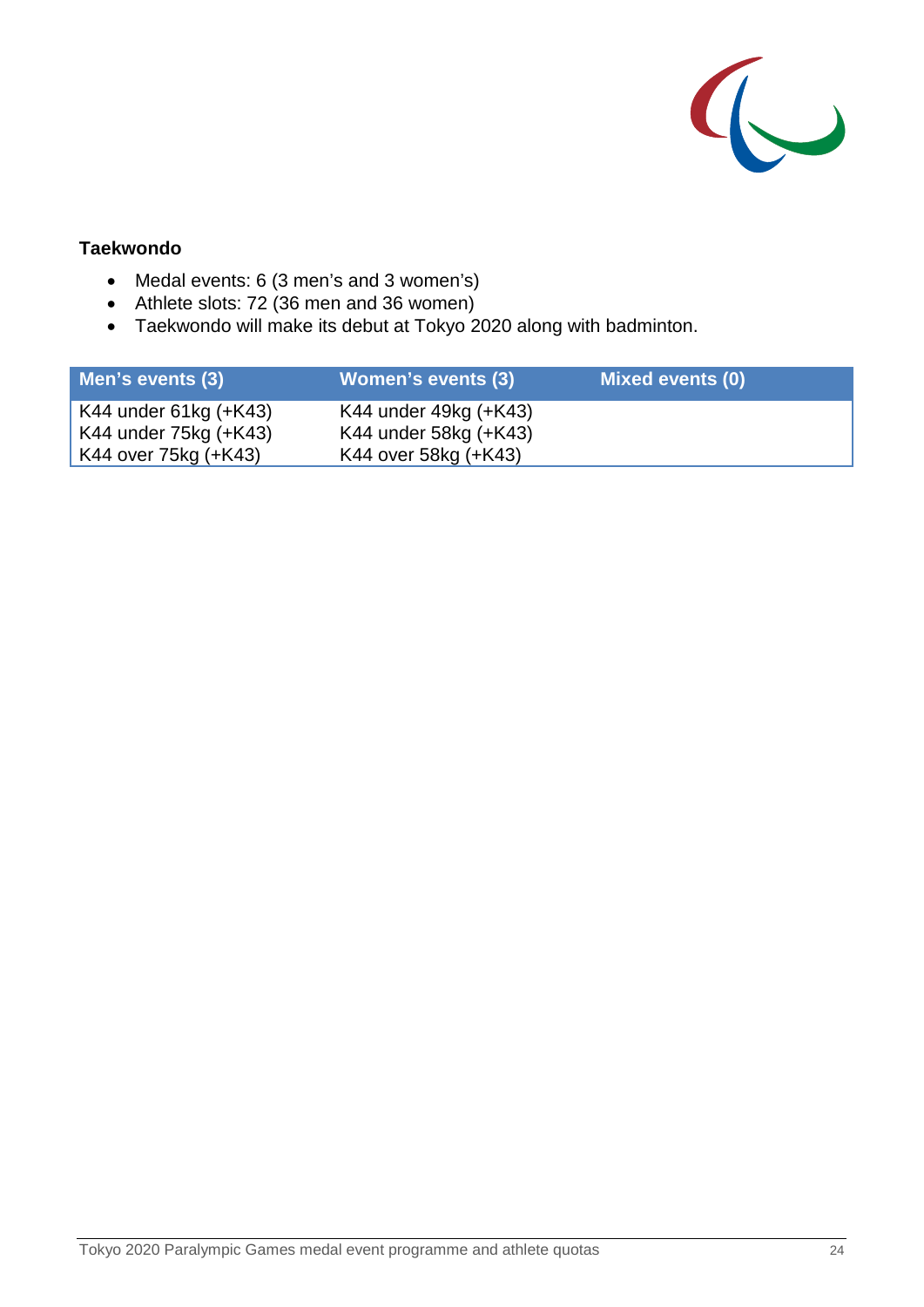**Taekwondo**

- Medal events: 6 (3 men's and 3 women's)
- Athlete slots: 72 (36 men and 36 women)
- Taekwondo will make its debut at Tokyo 2020 along with badminton.

| Men's events (3) | Women's events (3) | Mixed events (0) |
|---|---|---|
| K44 under 61kg (+K43) | K44 under 49kg (+K43) | |
| K44 under 75kg (+K43) | K44 under 58kg (+K43) | |
| K44 over 75kg (+K43) | K44 over 58kg (+K43) | |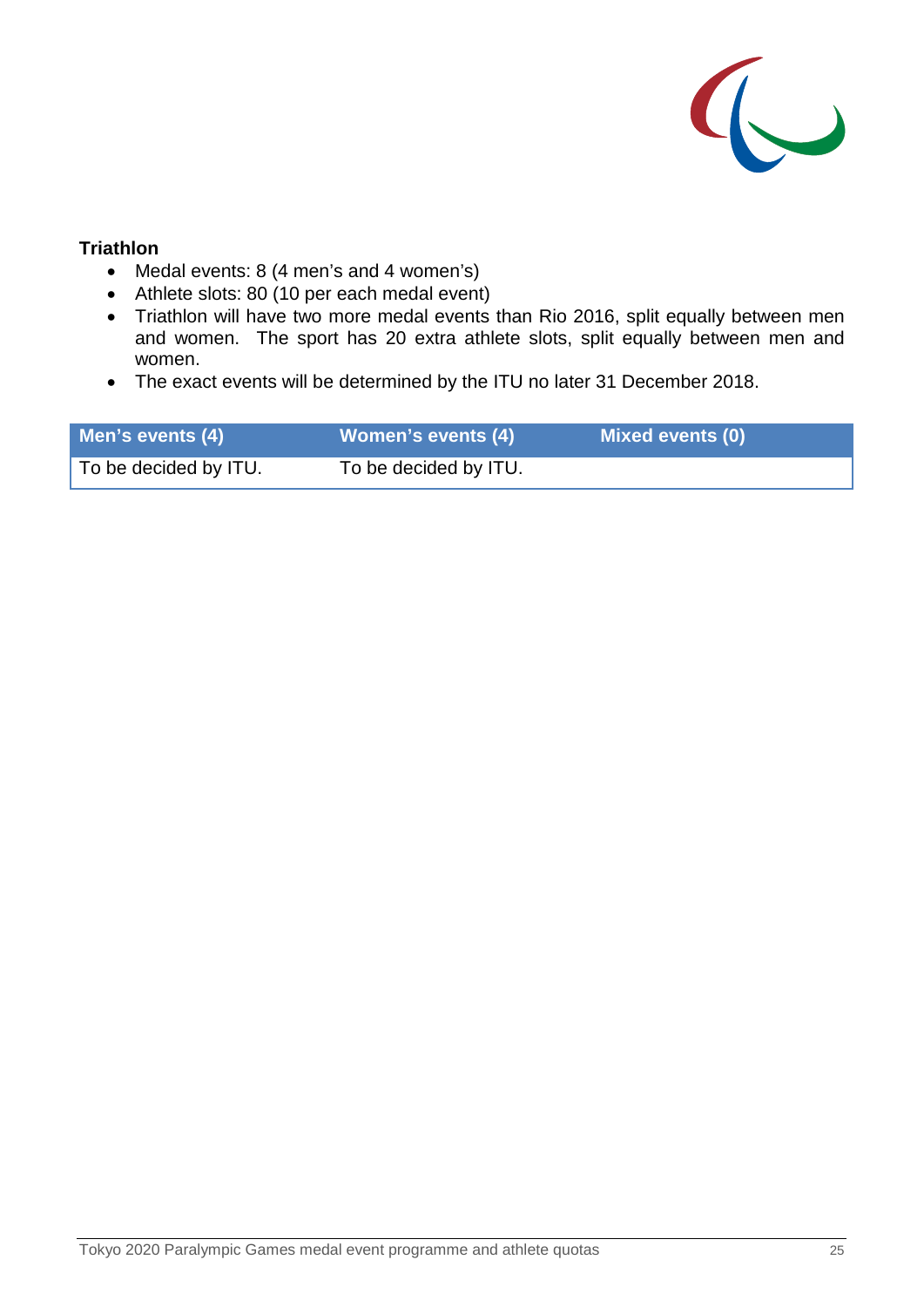**Triathlon**

- Medal events: 8 (4 men's and 4 women's)
- Athlete slots: 80 (10 per each medal event)
- Triathlon will have two more medal events than Rio 2016, split equally between men and women. The sport has 20 extra athlete slots, split equally between men and women.
- The exact events will be determined by the ITU no later 31 December 2018.

| Men's events (4) | Women's events (4) | Mixed events (0) |
|---|---|---|
| To be decided by ITU. | To be decided by ITU. | |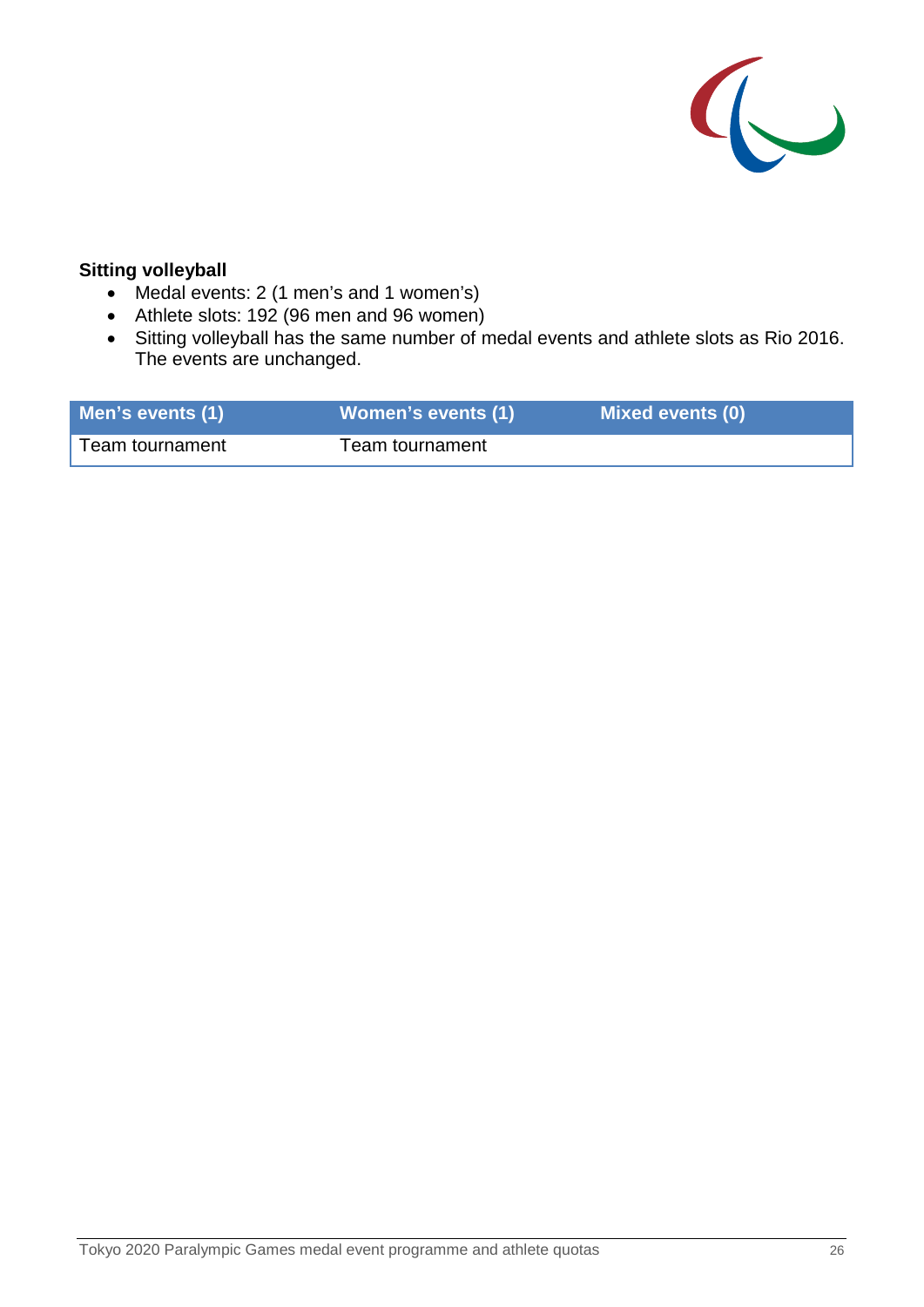**Sitting volleyball**

- Medal events: 2 (1 men's and 1 women's)
- Athlete slots: 192 (96 men and 96 women)
- Sitting volleyball has the same number of medal events and athlete slots as Rio 2016. The events are unchanged.

| Men's events (1) | Women's events (1) | Mixed events (0) |
|---|---|---|
| Team tournament | Team tournament | |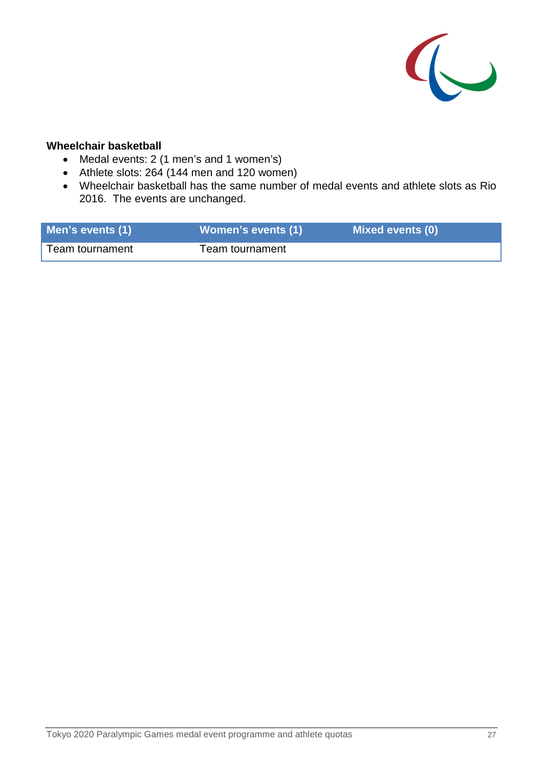**Wheelchair basketball**

- Medal events: 2 (1 men's and 1 women's)
- Athlete slots: 264 (144 men and 120 women)
- Wheelchair basketball has the same number of medal events and athlete slots as Rio 2016. The events are unchanged.

| Men's events (1) | Women's events (1) | Mixed events (0) |
|---|---|---|
| Team tournament | Team tournament | |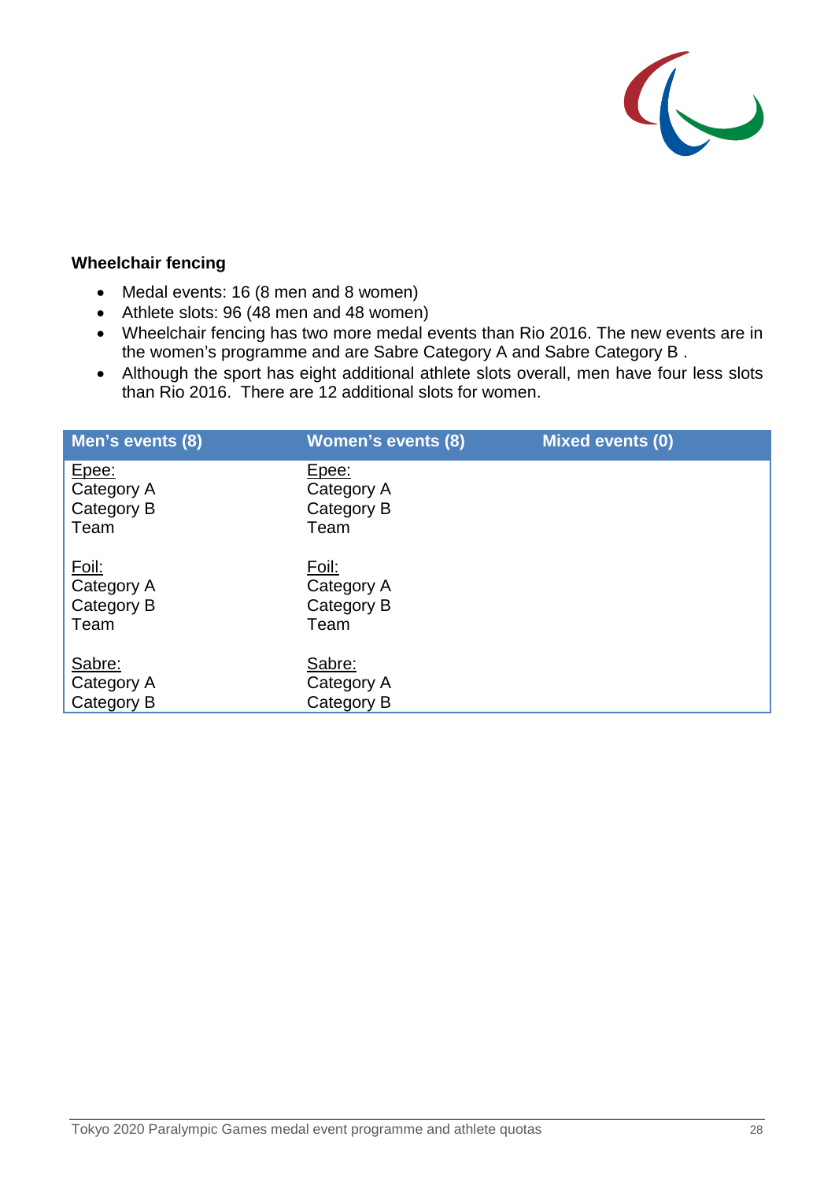### Wheelchair fencing

- Medal events: 16 (8 men and 8 women)
- Athlete slots: 96 (48 men and 48 women)
- Wheelchair fencing has two more medal events than Rio 2016. The new events are in the women's programme and are Sabre Category A and Sabre Category B .
- Although the sport has eight additional athlete slots overall, men have four less slots than Rio 2016. There are 12 additional slots for women.

| Men's events (8) | Women's events (8) | Mixed events (0) |
|---|---|---|
| Epee:<br>Category A<br>Category B<br>Team<br><br>Foil:<br>Category A<br>Category B<br>Team<br><br>Sabre:<br>Category A<br>Category B | Epee:<br>Category A<br>Category B<br>Team<br><br>Foil:<br>Category A<br>Category B<br>Team<br><br>Sabre:<br>Category A<br>Category B | |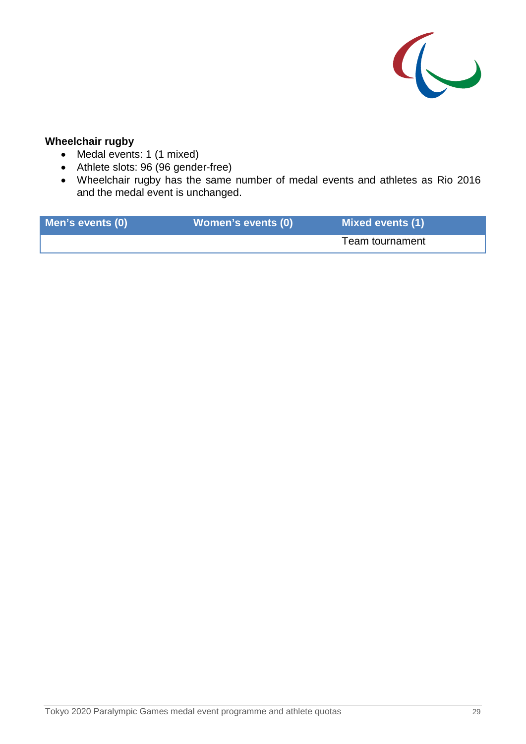**Wheelchair rugby**

- Medal events: 1 (1 mixed)
- Athlete slots: 96 (96 gender-free)
- Wheelchair rugby has the same number of medal events and athletes as Rio 2016 and the medal event is unchanged.

| Men's events (0) | Women's events (0) | Mixed events (1) |
|---|---|---|
| | | Team tournament |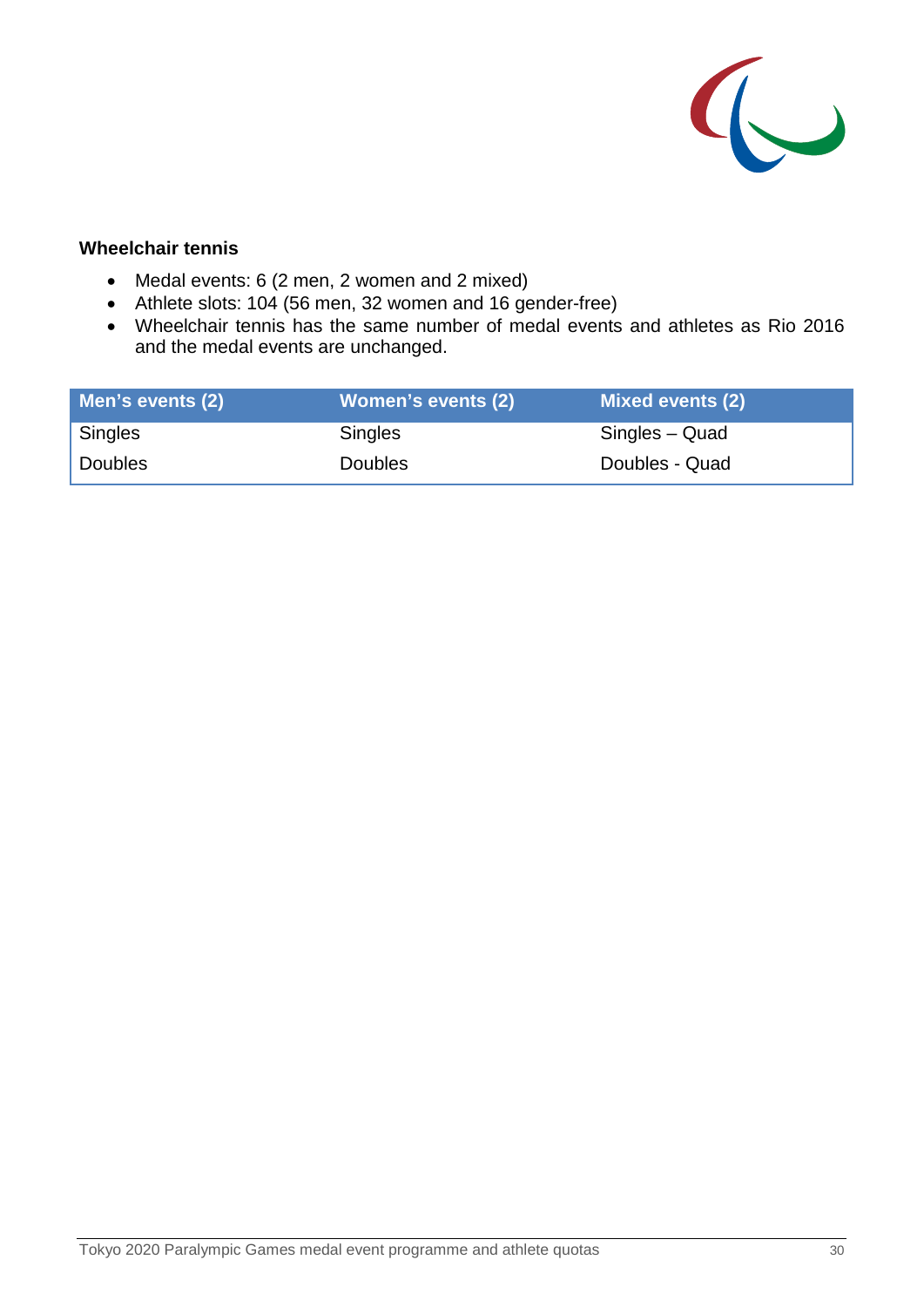**Wheelchair tennis**

- Medal events: 6 (2 men, 2 women and 2 mixed)
- Athlete slots: 104 (56 men, 32 women and 16 gender-free)
- Wheelchair tennis has the same number of medal events and athletes as Rio 2016 and the medal events are unchanged.

| Men's events (2) | Women's events (2) | Mixed events (2) |
|---|---|---|
| Singles | Singles | Singles – Quad |
| Doubles | Doubles | Doubles - Quad |